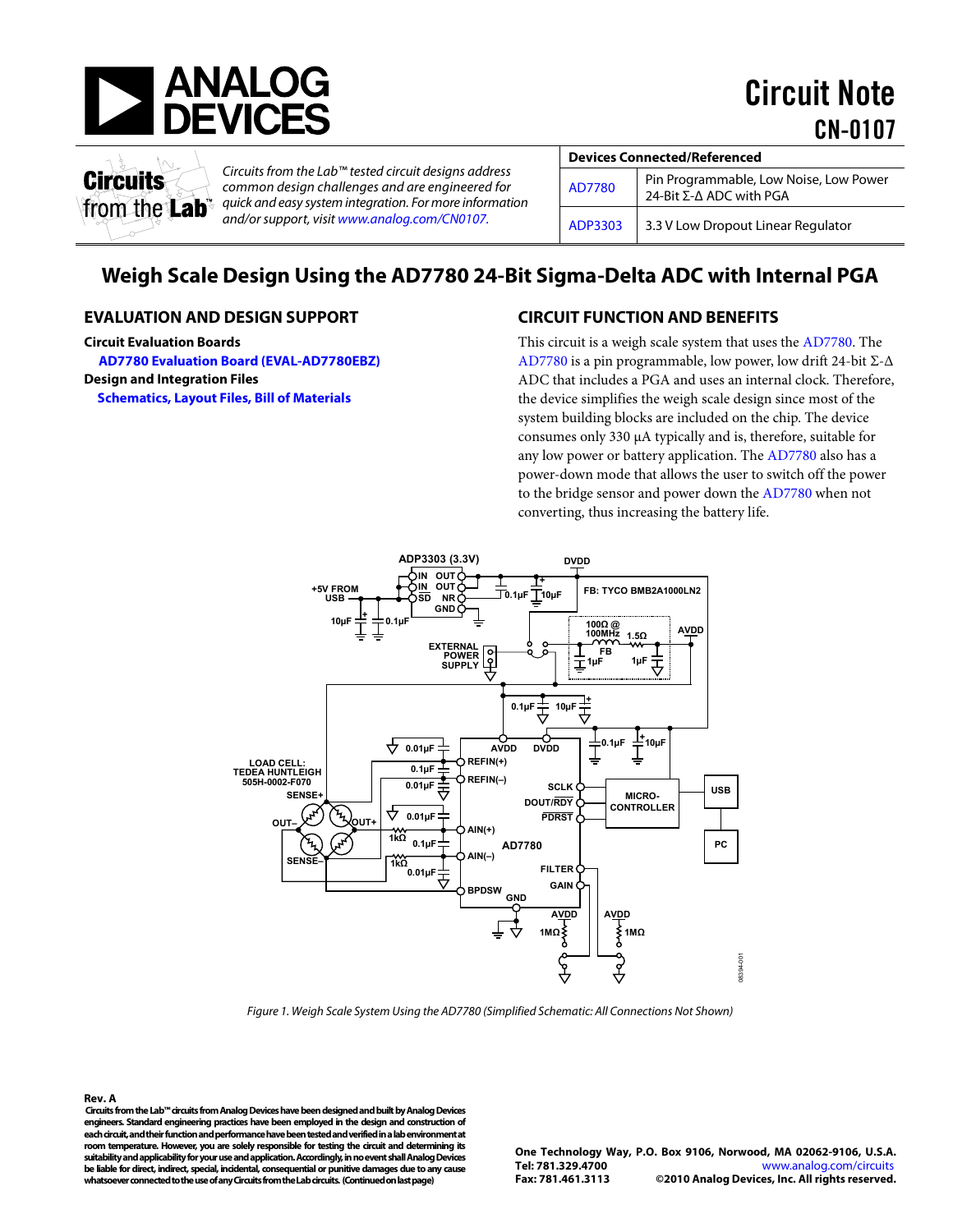# Circuit Note CN-0107

**Circuits from the Lab™**

*Circuits from the Lab™ tested circuit designs address common design challenges and are engineered for quick and easy system integration. For more information and/or support, visit www.analog.com/CN0107.*

| Devices Connected/Referenced | |
|---|---|
| AD7780 | Pin Programmable, Low Noise, Low Power 24-Bit Σ-Δ ADC with PGA |
| ADP3303 | 3.3 V Low Dropout Linear Regulator |

## Weigh Scale Design Using the AD7780 24-Bit Sigma-Delta ADC with Internal PGA

### EVALUATION AND DESIGN SUPPORT

**Circuit Evaluation Boards**

**AD7780 Evaluation Board (EVAL-AD7780EBZ)**

**Design and Integration Files**

**Schematics, Layout Files, Bill of Materials**

### CIRCUIT FUNCTION AND BENEFITS

This circuit is a weigh scale system that uses the AD7780. The AD7780 is a pin programmable, low power, low drift 24-bit Σ-Δ ADC that includes a PGA and uses an internal clock. Therefore, the device simplifies the weigh scale design since most of the system building blocks are included on the chip. The device consumes only 330 μA typically and is, therefore, suitable for any low power or battery application. The AD7780 also has a power-down mode that allows the user to switch off the power to the bridge sensor and power down the AD7780 when not converting, thus increasing the battery life.

*Figure 1. Weigh Scale System Using the AD7780 (Simplified Schematic: All Connections Not Shown)*

**Rev. A**

**Circuits from the Lab™ circuits from Analog Devices have been designed and built by Analog Devices engineers. Standard engineering practices have been employed in the design and construction of each circuit, and their function and performance have been tested and verified in a lab environment at room temperature. However, you are solely responsible for testing the circuit and determining its suitability and applicability for your use and application. Accordingly, in no event shall Analog Devices be liable for direct, indirect, special, incidental, consequential or punitive damages due to any cause whatsoever connected to the use of any Circuits from the Lab circuits. (Continued on last page)**

**One Technology Way, P.O. Box 9106, Norwood, MA 02062-9106, U.S.A.**
**Tel: 781.329.4700** www.analog.com/circuits
**Fax: 781.461.3113** **©2010 Analog Devices, Inc. All rights reserved.**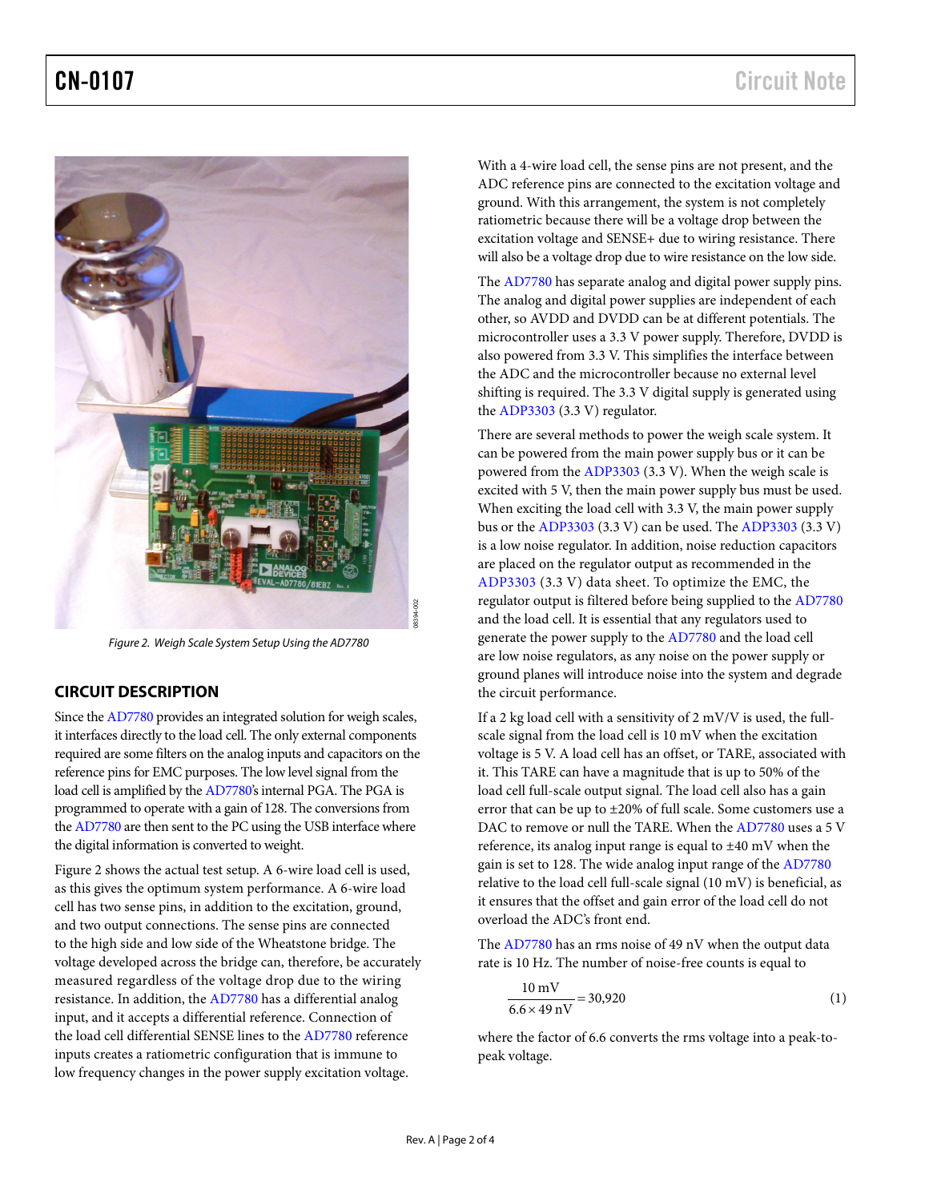Figure 2. Weigh Scale System Setup Using the AD7780

## CIRCUIT DESCRIPTION

Since the AD7780 provides an integrated solution for weigh scales, it interfaces directly to the load cell. The only external components required are some filters on the analog inputs and capacitors on the reference pins for EMC purposes. The low level signal from the load cell is amplified by the AD7780's internal PGA. The PGA is programmed to operate with a gain of 128. The conversions from the AD7780 are then sent to the PC using the USB interface where the digital information is converted to weight.

Figure 2 shows the actual test setup. A 6-wire load cell is used, as this gives the optimum system performance. A 6-wire load cell has two sense pins, in addition to the excitation, ground, and two output connections. The sense pins are connected to the high side and low side of the Wheatstone bridge. The voltage developed across the bridge can, therefore, be accurately measured regardless of the voltage drop due to the wiring resistance. In addition, the AD7780 has a differential analog input, and it accepts a differential reference. Connection of the load cell differential SENSE lines to the AD7780 reference inputs creates a ratiometric configuration that is immune to low frequency changes in the power supply excitation voltage.

With a 4-wire load cell, the sense pins are not present, and the ADC reference pins are connected to the excitation voltage and ground. With this arrangement, the system is not completely ratiometric because there will be a voltage drop between the excitation voltage and SENSE+ due to wiring resistance. There will also be a voltage drop due to wire resistance on the low side.

The AD7780 has separate analog and digital power supply pins. The analog and digital power supplies are independent of each other, so AVDD and DVDD can be at different potentials. The microcontroller uses a 3.3 V power supply. Therefore, DVDD is also powered from 3.3 V. This simplifies the interface between the ADC and the microcontroller because no external level shifting is required. The 3.3 V digital supply is generated using the ADP3303 (3.3 V) regulator.

There are several methods to power the weigh scale system. It can be powered from the main power supply bus or it can be powered from the ADP3303 (3.3 V). When the weigh scale is excited with 5 V, then the main power supply bus must be used. When exciting the load cell with 3.3 V, the main power supply bus or the ADP3303 (3.3 V) can be used. The ADP3303 (3.3 V) is a low noise regulator. In addition, noise reduction capacitors are placed on the regulator output as recommended in the ADP3303 (3.3 V) data sheet. To optimize the EMC, the regulator output is filtered before being supplied to the AD7780 and the load cell. It is essential that any regulators used to generate the power supply to the AD7780 and the load cell are low noise regulators, as any noise on the power supply or ground planes will introduce noise into the system and degrade the circuit performance.

If a 2 kg load cell with a sensitivity of 2 mV/V is used, the full-scale signal from the load cell is 10 mV when the excitation voltage is 5 V. A load cell has an offset, or TARE, associated with it. This TARE can have a magnitude that is up to 50% of the load cell full-scale output signal. The load cell also has a gain error that can be up to ±20% of full scale. Some customers use a DAC to remove or null the TARE. When the AD7780 uses a 5 V reference, its analog input range is equal to ±40 mV when the gain is set to 128. The wide analog input range of the AD7780 relative to the load cell full-scale signal (10 mV) is beneficial, as it ensures that the offset and gain error of the load cell do not overload the ADC's front end.

The AD7780 has an rms noise of 49 nV when the output data rate is 10 Hz. The number of noise-free counts is equal to

$$\frac{10\ \text{mV}}{6.6 \times 49\ \text{nV}} = 30{,}920 \tag{1}$$

where the factor of 6.6 converts the rms voltage into a peak-to-peak voltage.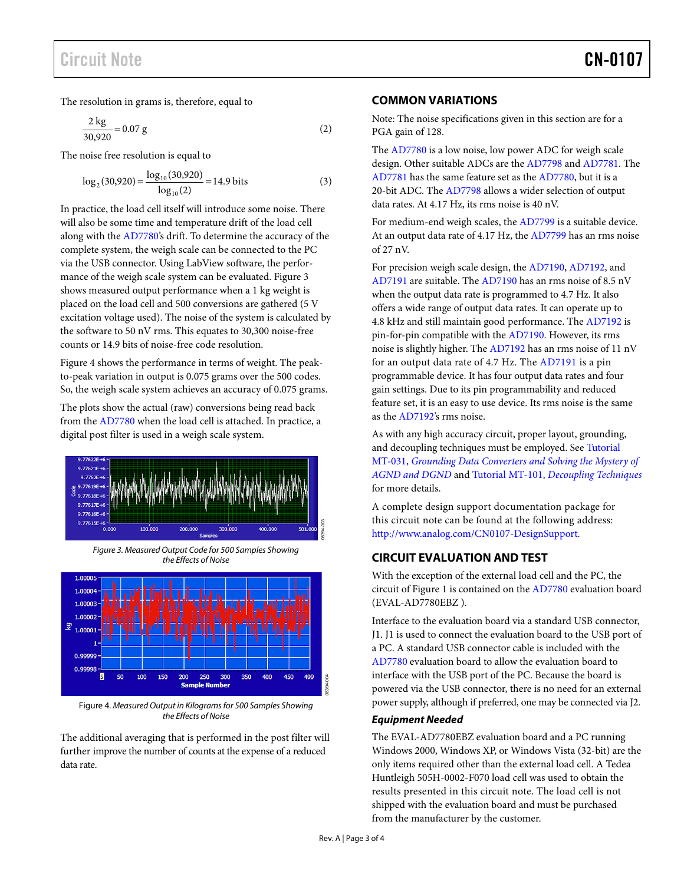The resolution in grams is, therefore, equal to

$$\frac{2\ \text{kg}}{30{,}920} = 0.07\ \text{g} \quad (2)$$

The noise free resolution is equal to

$$\log_2(30{,}920) = \frac{\log_{10}(30{,}920)}{\log_{10}(2)} = 14.9\ \text{bits} \quad (3)$$

In practice, the load cell itself will introduce some noise. There will also be some time and temperature drift of the load cell along with the AD7780's drift. To determine the accuracy of the complete system, the weigh scale can be connected to the PC via the USB connector. Using LabView software, the performance of the weigh scale system can be evaluated. Figure 3 shows measured output performance when a 1 kg weight is placed on the load cell and 500 conversions are gathered (5 V excitation voltage used). The noise of the system is calculated by the software to 50 nV rms. This equates to 30,300 noise-free counts or 14.9 bits of noise-free code resolution.

Figure 4 shows the performance in terms of weight. The peak-to-peak variation in output is 0.075 grams over the 500 codes. So, the weigh scale system achieves an accuracy of 0.075 grams.

The plots show the actual (raw) conversions being read back from the AD7780 when the load cell is attached. In practice, a digital post filter is used in a weigh scale system.

*Figure 3. Measured Output Code for 500 Samples Showing the Effects of Noise*

Figure 4. *Measured Output in Kilograms for 500 Samples Showing the Effects of Noise*

The additional averaging that is performed in the post filter will further improve the number of counts at the expense of a reduced data rate.

## COMMON VARIATIONS

Note: The noise specifications given in this section are for a PGA gain of 128.

The AD7780 is a low noise, low power ADC for weigh scale design. Other suitable ADCs are the AD7798 and AD7781. The AD7781 has the same feature set as the AD7780, but it is a 20-bit ADC. The AD7798 allows a wider selection of output data rates. At 4.17 Hz, its rms noise is 40 nV.

For medium-end weigh scales, the AD7799 is a suitable device. At an output data rate of 4.17 Hz, the AD7799 has an rms noise of 27 nV.

For precision weigh scale design, the AD7190, AD7192, and AD7191 are suitable. The AD7190 has an rms noise of 8.5 nV when the output data rate is programmed to 4.7 Hz. It also offers a wide range of output data rates. It can operate up to 4.8 kHz and still maintain good performance. The AD7192 is pin-for-pin compatible with the AD7190. However, its rms noise is slightly higher. The AD7192 has an rms noise of 11 nV for an output data rate of 4.7 Hz. The AD7191 is a pin programmable device. It has four output data rates and four gain settings. Due to its pin programmability and reduced feature set, it is an easy to use device. Its rms noise is the same as the AD7192's rms noise.

As with any high accuracy circuit, proper layout, grounding, and decoupling techniques must be employed. See Tutorial MT-031, *Grounding Data Converters and Solving the Mystery of AGND and DGND* and Tutorial MT-101, *Decoupling Techniques* for more details.

A complete design support documentation package for this circuit note can be found at the following address: http://www.analog.com/CN0107-DesignSupport.

## CIRCUIT EVALUATION AND TEST

With the exception of the external load cell and the PC, the circuit of Figure 1 is contained on the AD7780 evaluation board (EVAL-AD7780EBZ ).

Interface to the evaluation board via a standard USB connector, J1. J1 is used to connect the evaluation board to the USB port of a PC. A standard USB connector cable is included with the AD7780 evaluation board to allow the evaluation board to interface with the USB port of the PC. Because the board is powered via the USB connector, there is no need for an external power supply, although if preferred, one may be connected via J2.

### *Equipment Needed*

The EVAL-AD7780EBZ evaluation board and a PC running Windows 2000, Windows XP, or Windows Vista (32-bit) are the only items required other than the external load cell. A Tedea Huntleigh 505H-0002-F070 load cell was used to obtain the results presented in this circuit note. The load cell is not shipped with the evaluation board and must be purchased from the manufacturer by the customer.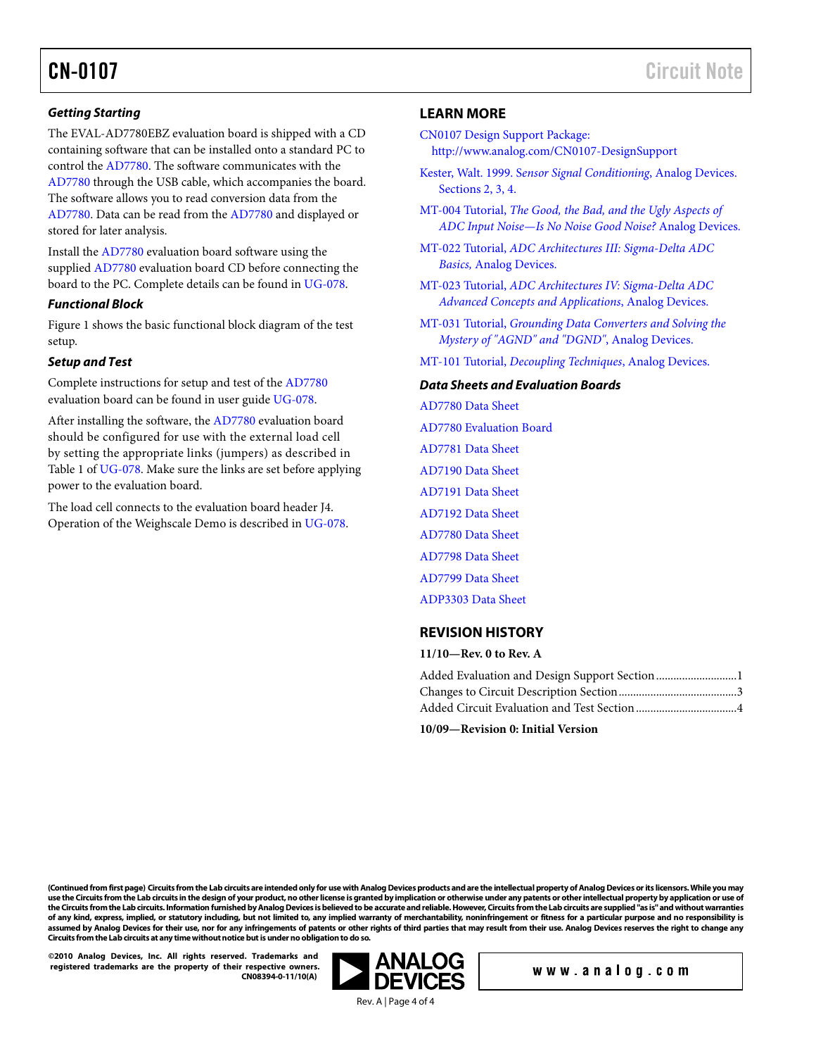### Getting Starting

The EVAL-AD7780EBZ evaluation board is shipped with a CD containing software that can be installed onto a standard PC to control the AD7780. The software communicates with the AD7780 through the USB cable, which accompanies the board. The software allows you to read conversion data from the AD7780. Data can be read from the AD7780 and displayed or stored for later analysis.

Install the AD7780 evaluation board software using the supplied AD7780 evaluation board CD before connecting the board to the PC. Complete details can be found in UG-078.

### Functional Block

Figure 1 shows the basic functional block diagram of the test setup.

### Setup and Test

Complete instructions for setup and test of the AD7780 evaluation board can be found in user guide UG-078.

After installing the software, the AD7780 evaluation board should be configured for use with the external load cell by setting the appropriate links (jumpers) as described in Table 1 of UG-078. Make sure the links are set before applying power to the evaluation board.

The load cell connects to the evaluation board header J4. Operation of the Weighscale Demo is described in UG-078.

## LEARN MORE

CN0107 Design Support Package: http://www.analog.com/CN0107-DesignSupport

Kester, Walt. 1999. *Sensor Signal Conditioning*, Analog Devices. Sections 2, 3, 4.

MT-004 Tutorial, *The Good, the Bad, and the Ugly Aspects of ADC Input Noise—Is No Noise Good Noise?* Analog Devices.

MT-022 Tutorial, *ADC Architectures III: Sigma-Delta ADC Basics,* Analog Devices.

MT-023 Tutorial, *ADC Architectures IV: Sigma-Delta ADC Advanced Concepts and Applications*, Analog Devices.

MT-031 Tutorial, *Grounding Data Converters and Solving the Mystery of "AGND" and "DGND"*, Analog Devices.

MT-101 Tutorial, *Decoupling Techniques*, Analog Devices.

### Data Sheets and Evaluation Boards

AD7780 Data Sheet

AD7780 Evaluation Board

AD7781 Data Sheet

AD7190 Data Sheet

AD7191 Data Sheet

AD7192 Data Sheet

AD7780 Data Sheet

AD7798 Data Sheet

AD7799 Data Sheet

ADP3303 Data Sheet

## REVISION HISTORY

**11/10—Rev. 0 to Rev. A**

Added Evaluation and Design Support Section ............................1
Changes to Circuit Description Section ........................................3
Added Circuit Evaluation and Test Section ..................................4

**10/09—Revision 0: Initial Version**

**(Continued from first page) Circuits from the Lab circuits are intended only for use with Analog Devices products and are the intellectual property of Analog Devices or its licensors. While you may use the Circuits from the Lab circuits in the design of your product, no other license is granted by implication or otherwise under any patents or other intellectual property by application or use of the Circuits from the Lab circuits. Information furnished by Analog Devices is believed to be accurate and reliable. However, Circuits from the Lab circuits are supplied "as is" and without warranties of any kind, express, implied, or statutory including, but not limited to, any implied warranty of merchantability, noninfringement or fitness for a particular purpose and no responsibility is assumed by Analog Devices for their use, nor for any infringements of patents or other rights of third parties that may result from their use. Analog Devices reserves the right to change any Circuits from the Lab circuits at any time without notice but is under no obligation to do so.**

**©2010 Analog Devices, Inc. All rights reserved. Trademarks and registered trademarks are the property of their respective owners. CN08394-0-11/10(A)**

www.analog.com